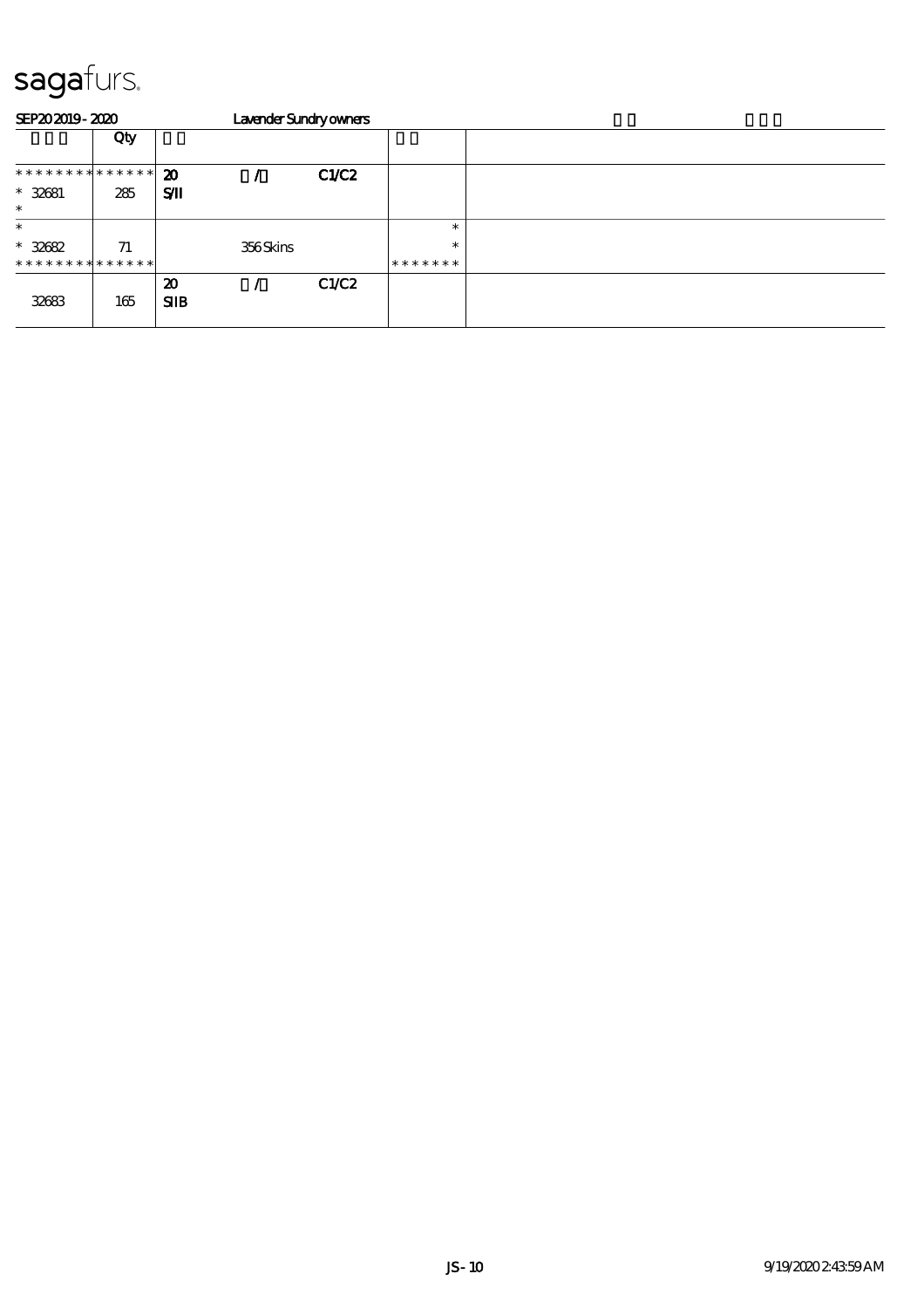# sagafurs.

SEP20 2019 - 2020 &nbsp;&nbsp;&nbsp;&nbsp; Lavender Sundry owners

| | Qty | | | | | |
|---|---|---|---|---|---|---|
| * * * * * * * * * * * * * * | | 20 | / | C1/C2 | | |
| * 32681 | 285 | S/II | | | | |
| * | | | | | | |
| * | | | | | * | |
| * 32682 | 71 | | 356 Skins | | * | |
| * * * * * * * * * * * * * * | | | | | * * * * * * * | |
| | | 20 | / | C1/C2 | | |
| 32683 | 165 | SIIB | | | | |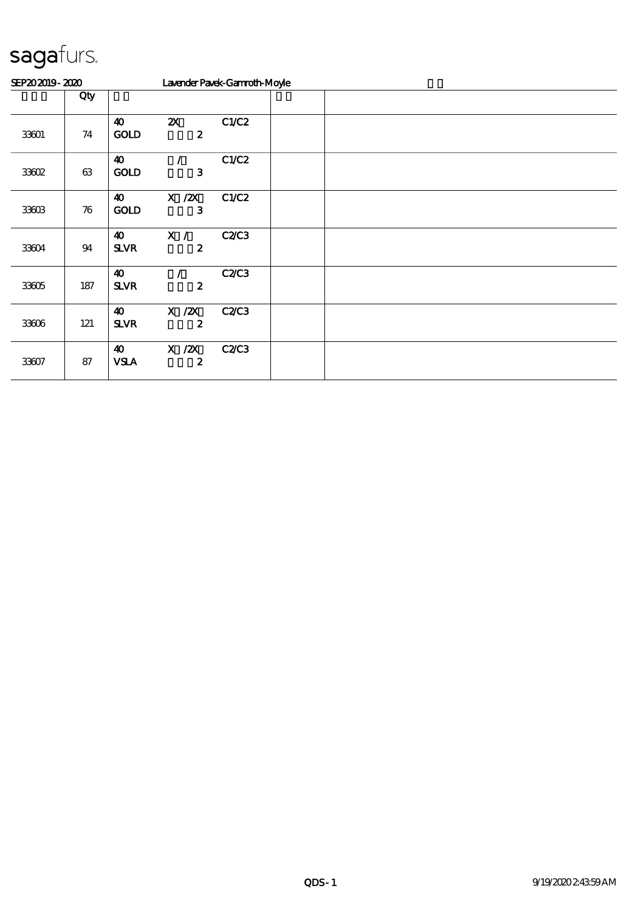sagafurs.

SEP20 2019 - 2020 Lavender Pavek-Gamroth-Moyle

| | Qty | | | | | |
|---|---|---|---|---|---|---|
| 33601 | 74 | 40 GOLD | 2X 2 | C1/C2 | | |
| 33602 | 63 | 40 GOLD | / 3 | C1/C2 | | |
| 33603 | 76 | 40 GOLD | X /2X 3 | C1/C2 | | |
| 33604 | 94 | 40 SLVR | X / 2 | C2/C3 | | |
| 33605 | 187 | 40 SLVR | / 2 | C2/C3 | | |
| 33606 | 121 | 40 SLVR | X /2X 2 | C2/C3 | | |
| 33607 | 87 | 40 VSLA | X /2X 2 | C2/C3 | | |

QDS - 1 9/19/2020 2:43:59 AM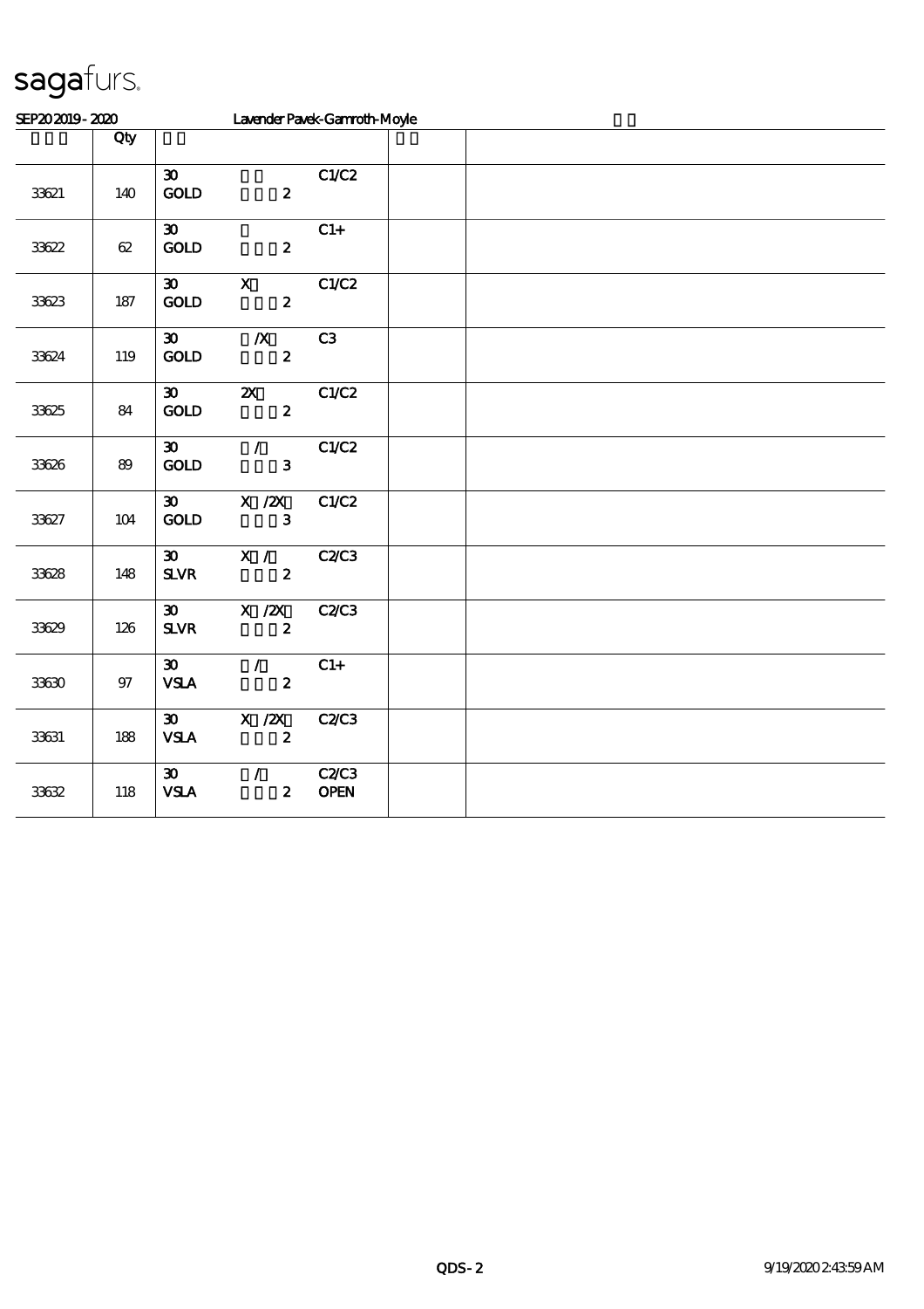# sagafurs.

SEP20 2019 - 2020 Lavender Pavek-Gamroth-Moyle

| | Qty | | | |
|---|---|---|---|---|
| 33621 | 140 | 30 GOLD 2 C1/C2 | | |
| 33622 | 62 | 30 GOLD 2 C1+ | | |
| 33623 | 187 | 30 X GOLD 2 C1/C2 | | |
| 33624 | 119 | 30 /X GOLD 2 C3 | | |
| 33625 | 84 | 30 2X GOLD 2 C1/C2 | | |
| 33626 | 89 | 30 / GOLD 3 C1/C2 | | |
| 33627 | 104 | 30 X /2X GOLD 3 C1/C2 | | |
| 33628 | 148 | 30 X / SLVR 2 C2/C3 | | |
| 33629 | 126 | 30 X /2X SLVR 2 C2/C3 | | |
| 33630 | 97 | 30 / VSLA 2 C1+ | | |
| 33631 | 188 | 30 X /2X VSLA 2 C2/C3 | | |
| 33632 | 118 | 30 / VSLA 2 C2/C3 OPEN | | |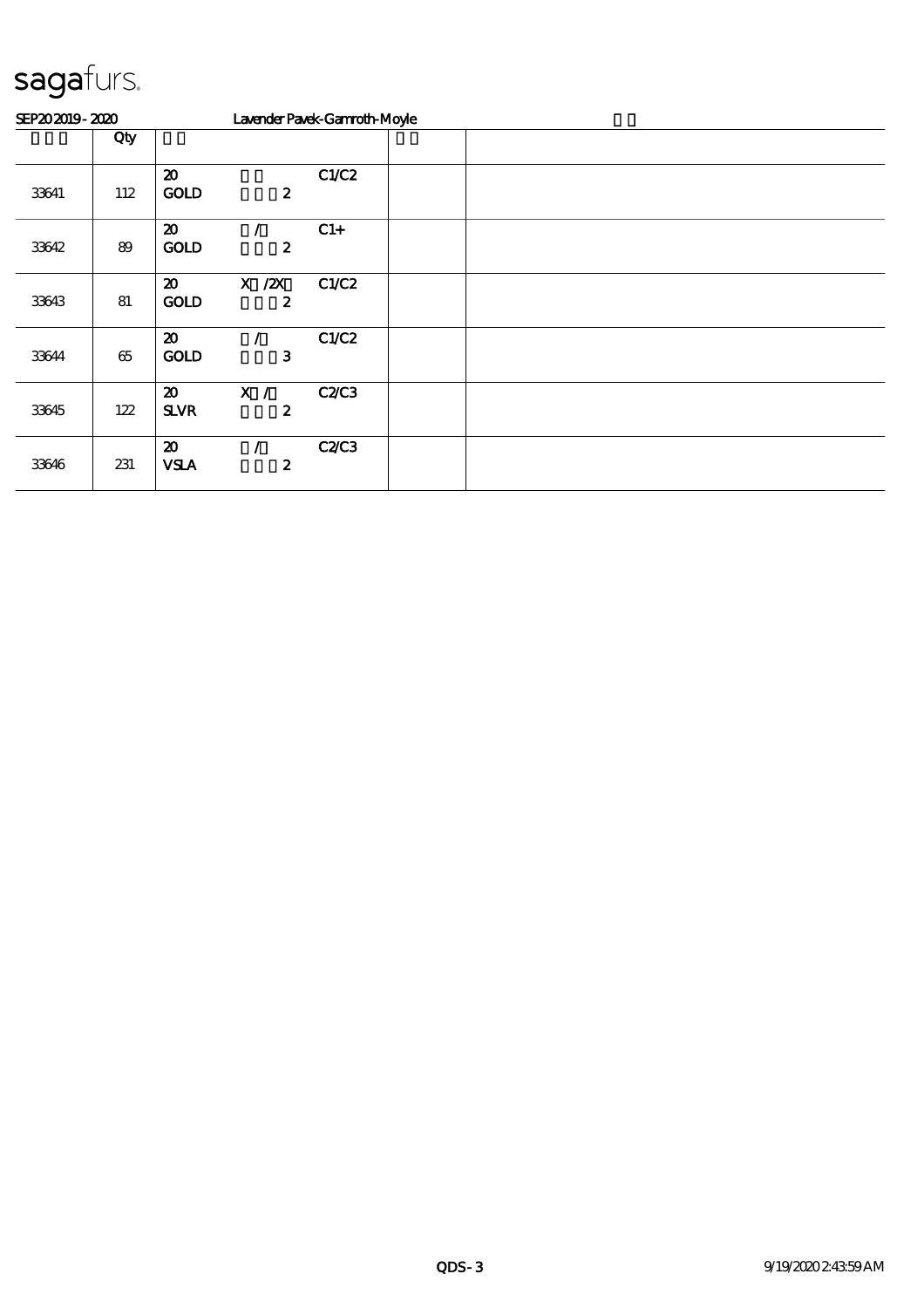sagafurs.

SEP20 2019 - 2020 Lavender Pavek-Gamroth-Moyle

| | Qty | | | |
|---|---|---|---|---|
| 33641 | 112 | 20 GOLD 2 C1/C2 | | |
| 33642 | 89 | 20 / GOLD 2 C1+ | | |
| 33643 | 81 | 20 X /2X GOLD 2 C1/C2 | | |
| 33644 | 65 | 20 / GOLD 3 C1/C2 | | |
| 33645 | 122 | 20 X / SLVR 2 C2/C3 | | |
| 33646 | 231 | 20 / VSLA 2 C2/C3 | | |

QDS - 3 9/19/2020 2:43:59 AM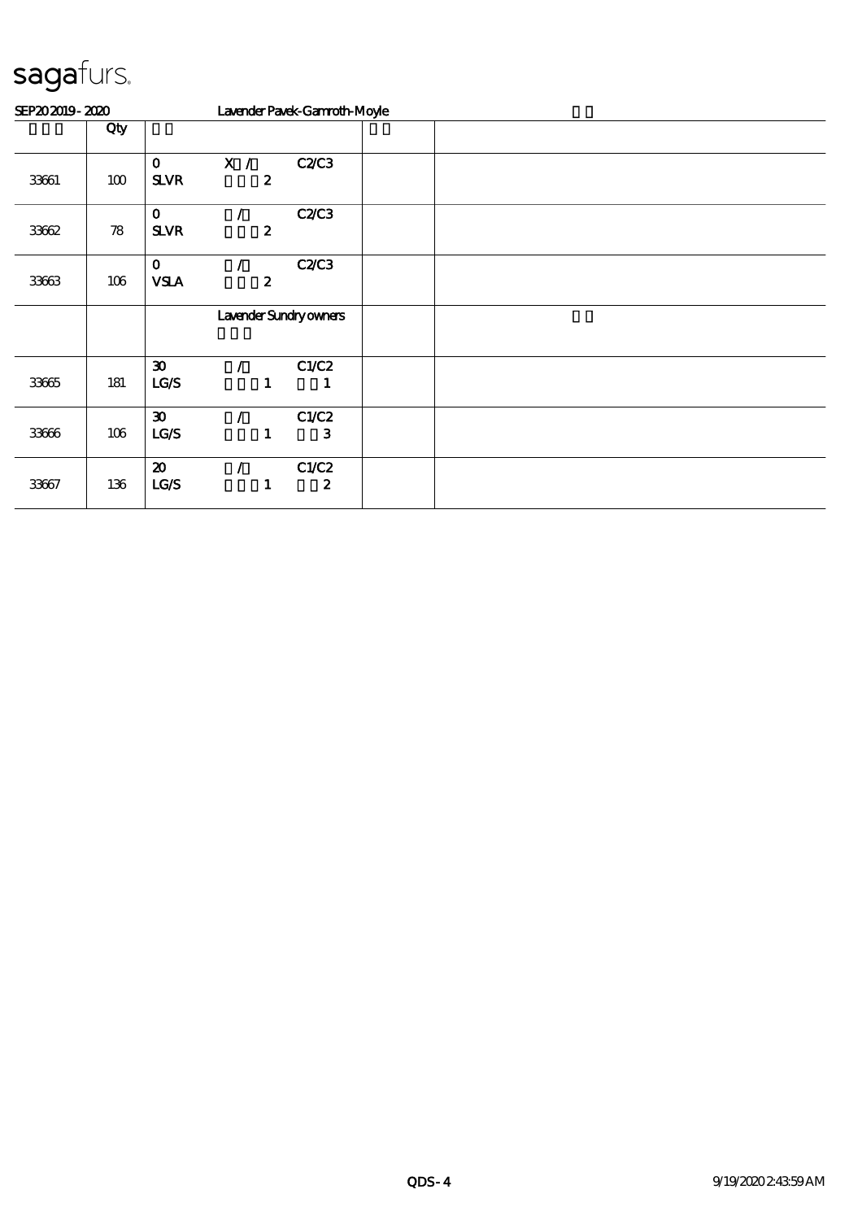# sagafurs.

SEP20 2019 - 2020 Lavender Pavek-Gamroth-Moyle

| | Qty | | | |
|---|---|---|---|---|
| 33661 | 100 | 0 SLVR X / 2 C2/C3 | | |
| 33662 | 78 | 0 SLVR / 2 C2/C3 | | |
| 33663 | 106 | 0 VSLA / 2 C2/C3 | | |
| | | Lavender Sundry owners | | |
| 33665 | 181 | 30 LG/S / 1 C1/C2 1 | | |
| 33666 | 106 | 30 LG/S / 1 C1/C2 3 | | |
| 33667 | 136 | 20 LG/S / 1 C1/C2 2 | | |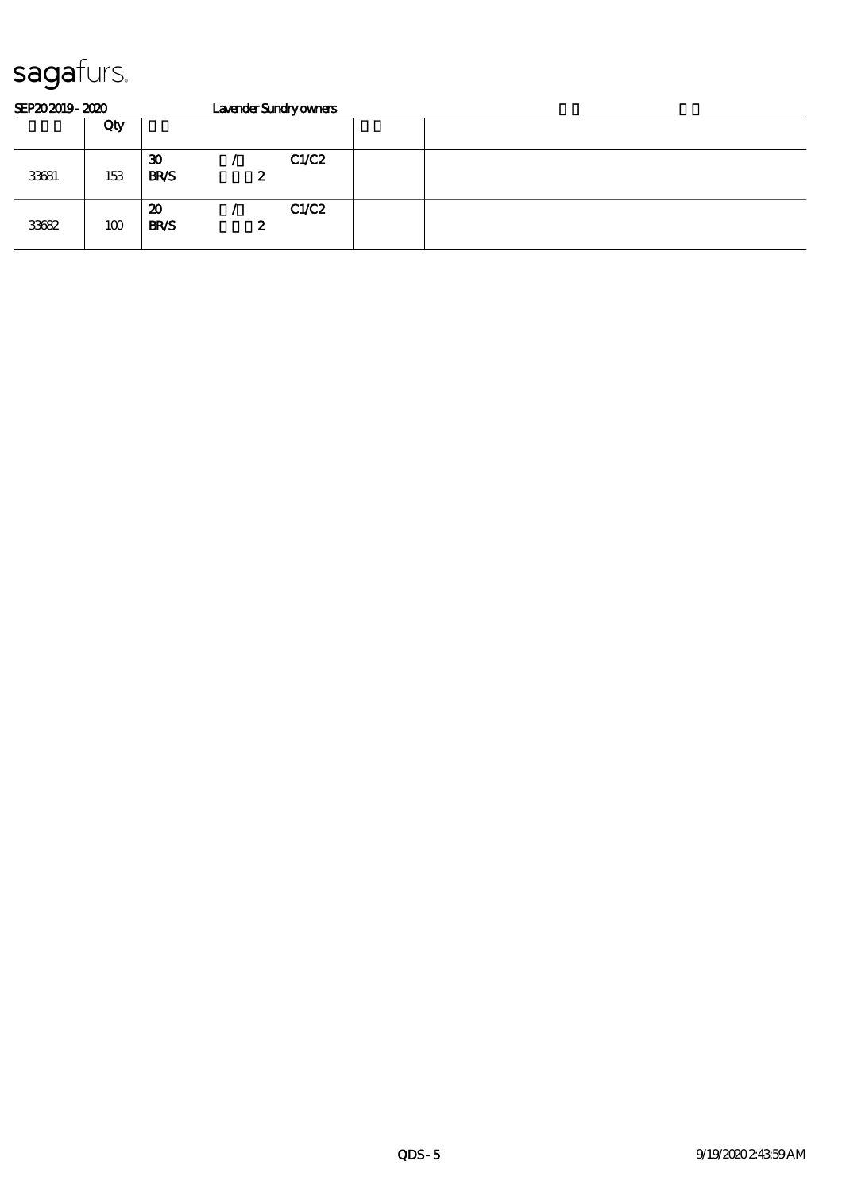sagafurs.

SEP20 2019 - 2020 Lavender Sundry owners

| | Qty | | | | | |
|---|---|---|---|---|---|---|
| 33681 | 153 | 30<br>BR/S | /<br>2 | C1/C2 | | |
| 33682 | 100 | 20<br>BR/S | /<br>2 | C1/C2 | | |

QDS - 5 9/19/2020 2:43:59 AM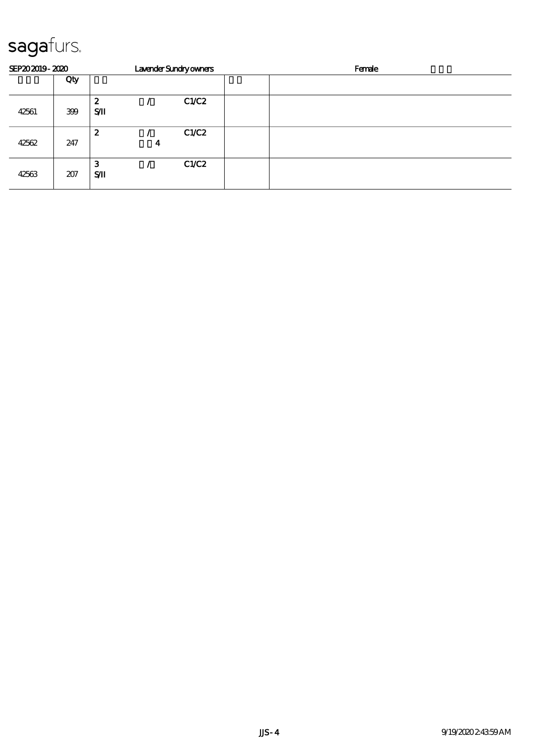sagafurs.

SEP20 2019 - 2020　　Lavender Sundry owners　　Female

| | Qty | | | | | |
|---|---|---|---|---|---|---|
| 42561 | 399 | 2<br>S/II | / | C1/C2 | | |
| 42562 | 247 | 2 | /<br>4 | C1/C2 | | |
| 42563 | 207 | 3<br>S/II | / | C1/C2 | | |

JJS - 4　　9/19/2020 2:43:59 AM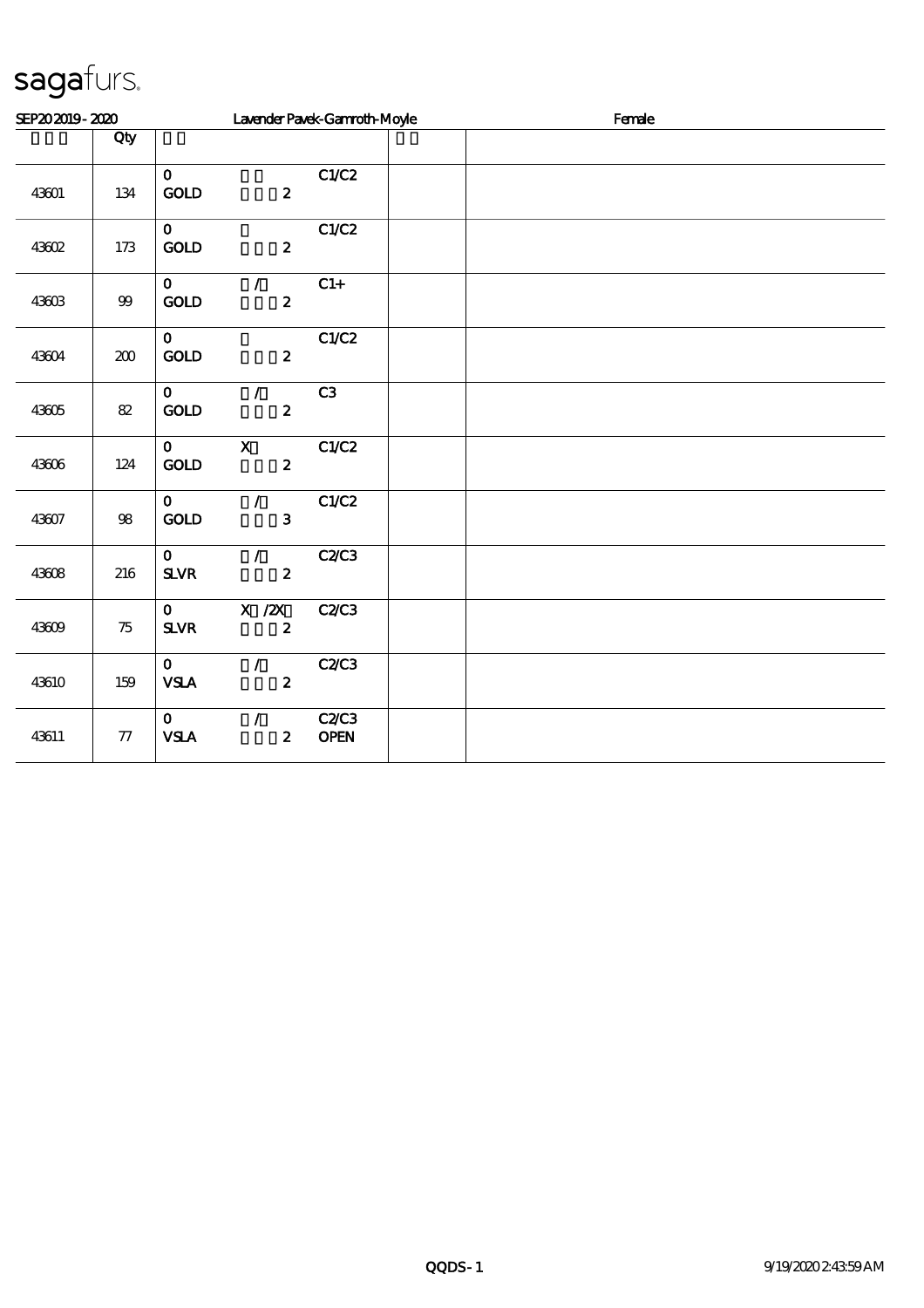sagafurs.

SEP20 2019 - 2020 Lavender Pavek-Gamroth-Moyle Female

| | Qty | | |
|---|---|---|---|
| 43601 | 134 | 0 GOLD 2 C1/C2 | |
| 43602 | 173 | 0 GOLD 2 C1/C2 | |
| 43603 | 99 | 0 / GOLD 2 C1+ | |
| 43604 | 200 | 0 GOLD 2 C1/C2 | |
| 43605 | 82 | 0 / GOLD 2 C3 | |
| 43606 | 124 | 0 X GOLD 2 C1/C2 | |
| 43607 | 98 | 0 / GOLD 3 C1/C2 | |
| 43608 | 216 | 0 / SLVR 2 C2/C3 | |
| 43609 | 75 | 0 X /2X SLVR 2 C2/C3 | |
| 43610 | 159 | 0 / VSLA 2 C2/C3 | |
| 43611 | 77 | 0 / VSLA 2 C2/C3 OPEN | |

QQDS - 1 9/19/2020 2:43:59 AM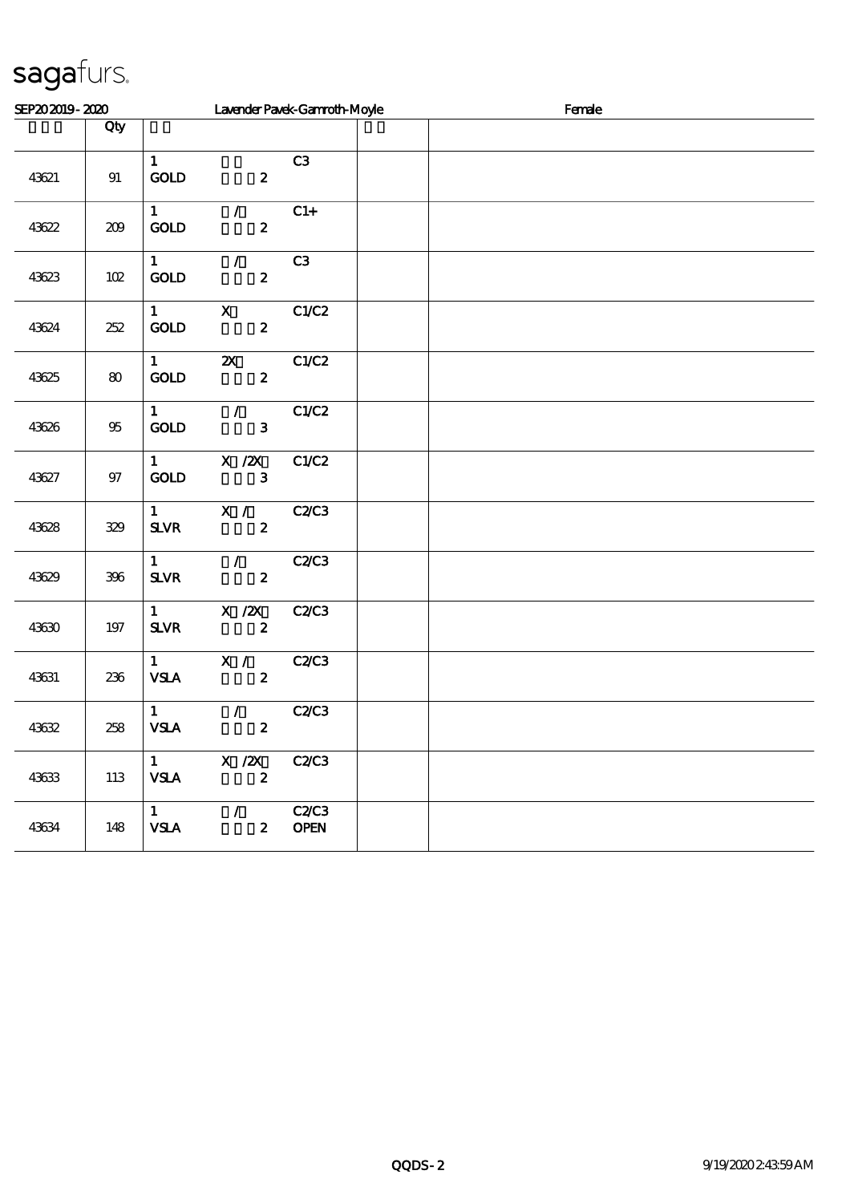sagafurs.

SEP20 2019 - 2020 Lavender Pavek-Gamroth-Moyle Female

| | Qty | | | | | |
|---|---|---|---|---|---|---|
| 43621 | 91 | 1<br>GOLD | 2 | C3 | | |
| 43622 | 209 | 1<br>GOLD | /<br>2 | C1+ | | |
| 43623 | 102 | 1<br>GOLD | /<br>2 | C3 | | |
| 43624 | 252 | 1<br>GOLD | X<br>2 | C1/C2 | | |
| 43625 | 80 | 1<br>GOLD | 2X<br>2 | C1/C2 | | |
| 43626 | 95 | 1<br>GOLD | /<br>3 | C1/C2 | | |
| 43627 | 97 | 1<br>GOLD | X /2X<br>3 | C1/C2 | | |
| 43628 | 329 | 1<br>SLVR | X /<br>2 | C2/C3 | | |
| 43629 | 396 | 1<br>SLVR | /<br>2 | C2/C3 | | |
| 43630 | 197 | 1<br>SLVR | X /2X<br>2 | C2/C3 | | |
| 43631 | 236 | 1<br>VSLA | X /<br>2 | C2/C3 | | |
| 43632 | 258 | 1<br>VSLA | /<br>2 | C2/C3 | | |
| 43633 | 113 | 1<br>VSLA | X /2X<br>2 | C2/C3 | | |
| 43634 | 148 | 1<br>VSLA | /<br>2 | C2/C3<br>OPEN | | |

QQDS-2 9/19/2020 2:43:59 AM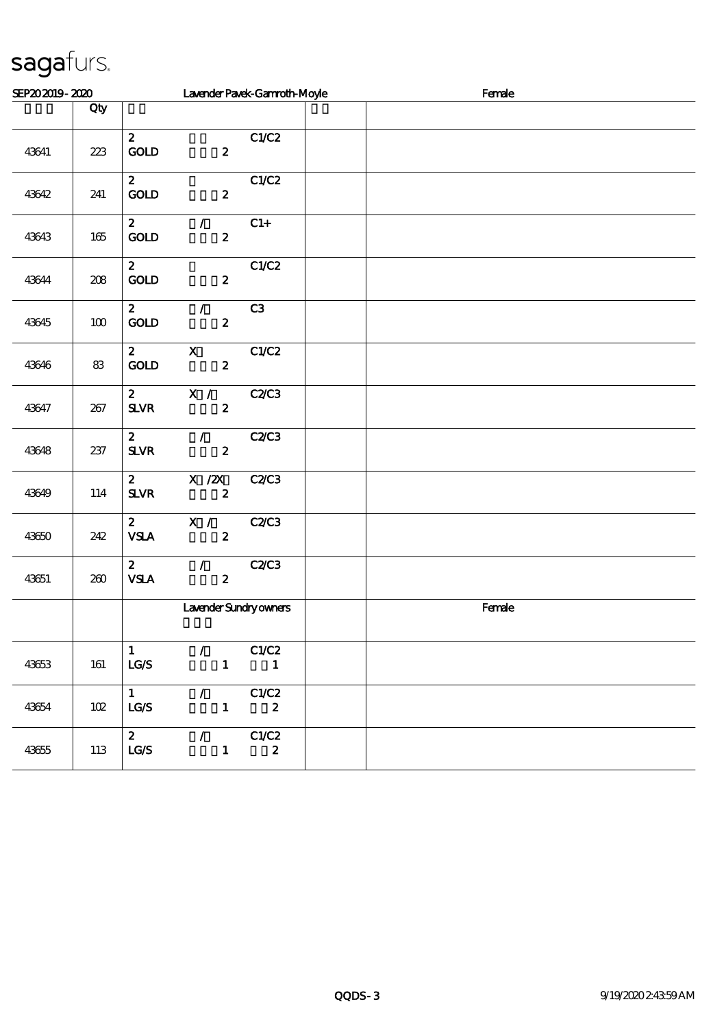sagafurs.

| SEP20 2019 - 2020 | | Lavender Pavek-Gamroth-Moyle | | Female |
|---|---|---|---|---|
| | Qty | | | |
| 43641 | 223 | 2 GOLD 2 C1/C2 | | |
| 43642 | 241 | 2 GOLD 2 C1/C2 | | |
| 43643 | 165 | 2 / GOLD 2 C1+ | | |
| 43644 | 208 | 2 GOLD 2 C1/C2 | | |
| 43645 | 100 | 2 / GOLD 2 C3 | | |
| 43646 | 83 | 2 X GOLD 2 C1/C2 | | |
| 43647 | 267 | 2 X / SLVR 2 C2/C3 | | |
| 43648 | 237 | 2 / SLVR 2 C2/C3 | | |
| 43649 | 114 | 2 X /2X SLVR 2 C2/C3 | | |
| 43650 | 242 | 2 X / VSLA 2 C2/C3 | | |
| 43651 | 260 | 2 / VSLA 2 C2/C3 | | |
| | | Lavender Sundry owners | | Female |
| 43653 | 161 | 1 / LG/S 1 C1/C2 1 | | |
| 43654 | 102 | 1 / LG/S 1 C1/C2 2 | | |
| 43655 | 113 | 2 / LG/S 1 C1/C2 2 | | |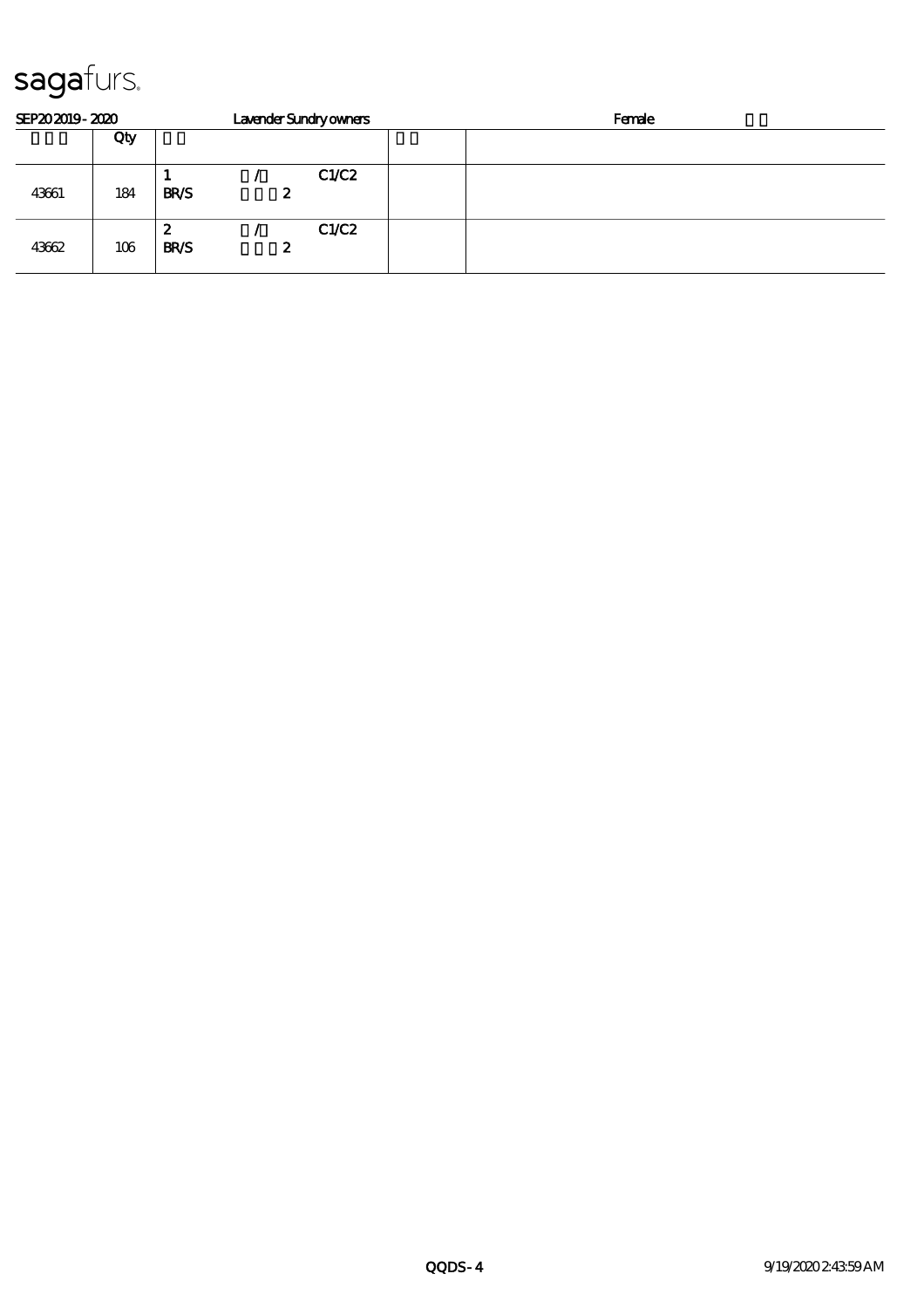sagafurs.

SEP20 2019 - 2020 | Lavender Sundry owners | Female

| | Qty | | | |
|---|---|---|---|---|
| 43661 | 184 | 1 / C1/C2<br>BR/S 2 | | |
| 43662 | 106 | 2 / C1/C2<br>BR/S 2 | | |

QQDS - 4